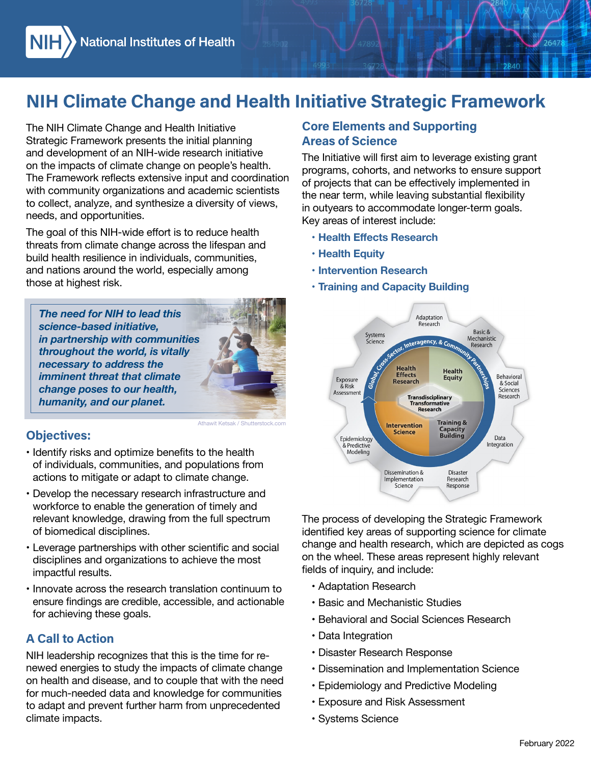# NIH Climate Change and Health Initiative Strategic Framework

The NIH Climate Change and Health Initiative Strategic Framework presents the initial planning and development of an NIH-wide research initiative on the impacts of climate change on people's health. The Framework reflects extensive input and coordination with community organizations and academic scientists to collect, analyze, and synthesize a diversity of views, needs, and opportunities.

The goal of this NIH-wide effort is to reduce health threats from climate change across the lifespan and build health resilience in individuals, communities, and nations around the world, especially among those at highest risk.

***The need for NIH to lead this science-based initiative, in partnership with communities throughout the world, is vitally necessary to address the imminent threat that climate change poses to our health, humanity, and our planet.***

Athawit Ketsak / Shutterstock.com

## Objectives:

- Identify risks and optimize benefits to the health of individuals, communities, and populations from actions to mitigate or adapt to climate change.
- Develop the necessary research infrastructure and workforce to enable the generation of timely and relevant knowledge, drawing from the full spectrum of biomedical disciplines.
- Leverage partnerships with other scientific and social disciplines and organizations to achieve the most impactful results.
- Innovate across the research translation continuum to ensure findings are credible, accessible, and actionable for achieving these goals.

## A Call to Action

NIH leadership recognizes that this is the time for renewed energies to study the impacts of climate change on health and disease, and to couple that with the need for much-needed data and knowledge for communities to adapt and prevent further harm from unprecedented climate impacts.

## Core Elements and Supporting Areas of Science

The Initiative will first aim to leverage existing grant programs, cohorts, and networks to ensure support of projects that can be effectively implemented in the near term, while leaving substantial flexibility in outyears to accommodate longer-term goals. Key areas of interest include:

- **Health Effects Research**
- **Health Equity**
- **Intervention Research**
- **Training and Capacity Building**

The process of developing the Strategic Framework identified key areas of supporting science for climate change and health research, which are depicted as cogs on the wheel. These areas represent highly relevant fields of inquiry, and include:

- Adaptation Research
- Basic and Mechanistic Studies
- Behavioral and Social Sciences Research
- Data Integration
- Disaster Research Response
- Dissemination and Implementation Science
- Epidemiology and Predictive Modeling
- Exposure and Risk Assessment
- Systems Science

February 2022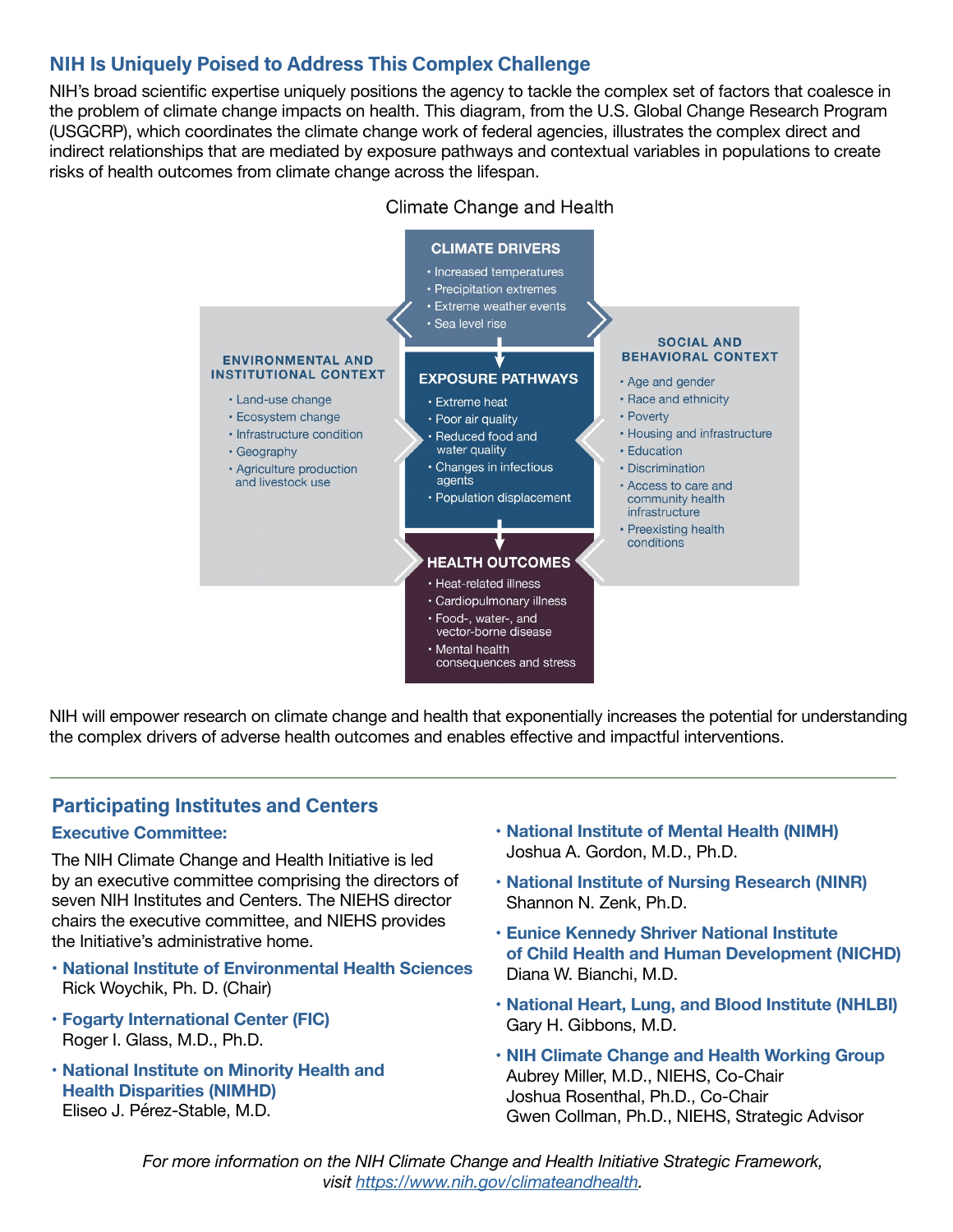## NIH Is Uniquely Poised to Address This Complex Challenge

NIH's broad scientific expertise uniquely positions the agency to tackle the complex set of factors that coalesce in the problem of climate change impacts on health. This diagram, from the U.S. Global Change Research Program (USGCRP), which coordinates the climate change work of federal agencies, illustrates the complex direct and indirect relationships that are mediated by exposure pathways and contextual variables in populations to create risks of health outcomes from climate change across the lifespan.

Climate Change and Health

CLIMATE DRIVERS
- Increased temperatures
- Precipitation extremes
- Extreme weather events
- Sea level rise

ENVIRONMENTAL AND INSTITUTIONAL CONTEXT
- Land-use change
- Ecosystem change
- Infrastructure condition
- Geography
- Agriculture production and livestock use

EXPOSURE PATHWAYS
- Extreme heat
- Poor air quality
- Reduced food and water quality
- Changes in infectious agents
- Population displacement

SOCIAL AND BEHAVIORAL CONTEXT
- Age and gender
- Race and ethnicity
- Poverty
- Housing and infrastructure
- Education
- Discrimination
- Access to care and community health infrastructure
- Preexisting health conditions

HEALTH OUTCOMES
- Heat-related illness
- Cardiopulmonary illness
- Food-, water-, and vector-borne disease
- Mental health consequences and stress

NIH will empower research on climate change and health that exponentially increases the potential for understanding the complex drivers of adverse health outcomes and enables effective and impactful interventions.

## Participating Institutes and Centers

### Executive Committee:

The NIH Climate Change and Health Initiative is led by an executive committee comprising the directors of seven NIH Institutes and Centers. The NIEHS director chairs the executive committee, and NIEHS provides the Initiative's administrative home.

- **National Institute of Environmental Health Sciences**
  Rick Woychik, Ph. D. (Chair)
- **Fogarty International Center (FIC)**
  Roger I. Glass, M.D., Ph.D.
- **National Institute on Minority Health and Health Disparities (NIMHD)**
  Eliseo J. Pérez-Stable, M.D.
- **National Institute of Mental Health (NIMH)**
  Joshua A. Gordon, M.D., Ph.D.
- **National Institute of Nursing Research (NINR)**
  Shannon N. Zenk, Ph.D.
- **Eunice Kennedy Shriver National Institute of Child Health and Human Development (NICHD)**
  Diana W. Bianchi, M.D.
- **National Heart, Lung, and Blood Institute (NHLBI)**
  Gary H. Gibbons, M.D.
- **NIH Climate Change and Health Working Group**
  Aubrey Miller, M.D., NIEHS, Co-Chair
  Joshua Rosenthal, Ph.D., Co-Chair
  Gwen Collman, Ph.D., NIEHS, Strategic Advisor

*For more information on the NIH Climate Change and Health Initiative Strategic Framework, visit https://www.nih.gov/climateandhealth.*